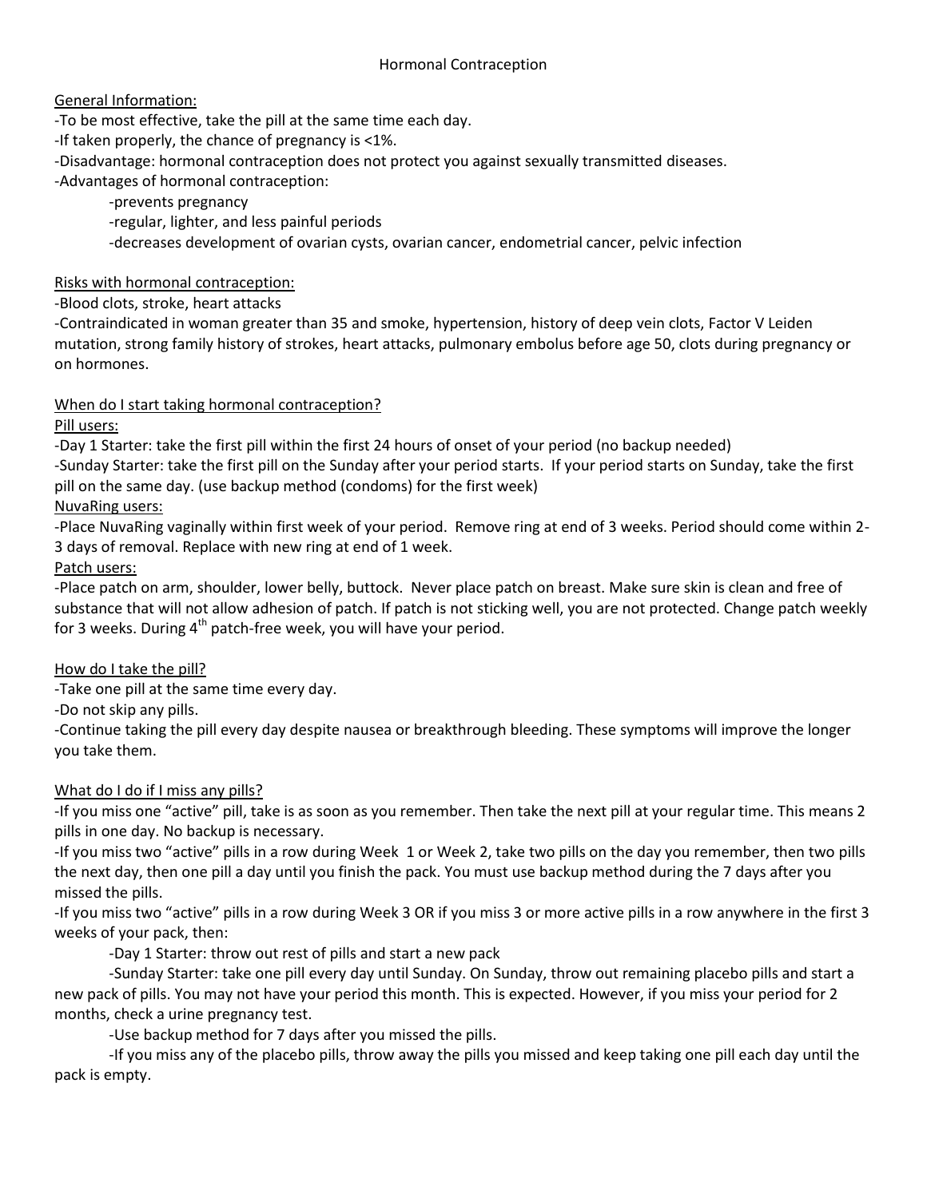# Hormonal Contraception

General Information:

-To be most effective, take the pill at the same time each day.

-If taken properly, the chance of pregnancy is <1%.

-Disadvantage: hormonal contraception does not protect you against sexually transmitted diseases.

-Advantages of hormonal contraception:

- -prevents pregnancy
- -regular, lighter, and less painful periods
- -decreases development of ovarian cysts, ovarian cancer, endometrial cancer, pelvic infection

Risks with hormonal contraception:

-Blood clots, stroke, heart attacks

-Contraindicated in woman greater than 35 and smoke, hypertension, history of deep vein clots, Factor V Leiden mutation, strong family history of strokes, heart attacks, pulmonary embolus before age 50, clots during pregnancy or on hormones.

When do I start taking hormonal contraception?

Pill users:

-Day 1 Starter: take the first pill within the first 24 hours of onset of your period (no backup needed)

-Sunday Starter: take the first pill on the Sunday after your period starts. If your period starts on Sunday, take the first pill on the same day. (use backup method (condoms) for the first week)

NuvaRing users:

-Place NuvaRing vaginally within first week of your period. Remove ring at end of 3 weeks. Period should come within 2-3 days of removal. Replace with new ring at end of 1 week.

Patch users:

-Place patch on arm, shoulder, lower belly, buttock. Never place patch on breast. Make sure skin is clean and free of substance that will not allow adhesion of patch. If patch is not sticking well, you are not protected. Change patch weekly for 3 weeks. During 4th patch-free week, you will have your period.

How do I take the pill?

-Take one pill at the same time every day.

-Do not skip any pills.

-Continue taking the pill every day despite nausea or breakthrough bleeding. These symptoms will improve the longer you take them.

What do I do if I miss any pills?

-If you miss one "active" pill, take is as soon as you remember. Then take the next pill at your regular time. This means 2 pills in one day. No backup is necessary.

-If you miss two "active" pills in a row during Week 1 or Week 2, take two pills on the day you remember, then two pills the next day, then one pill a day until you finish the pack. You must use backup method during the 7 days after you missed the pills.

-If you miss two "active" pills in a row during Week 3 OR if you miss 3 or more active pills in a row anywhere in the first 3 weeks of your pack, then:

- -Day 1 Starter: throw out rest of pills and start a new pack
- -Sunday Starter: take one pill every day until Sunday. On Sunday, throw out remaining placebo pills and start a new pack of pills. You may not have your period this month. This is expected. However, if you miss your period for 2 months, check a urine pregnancy test.
- -Use backup method for 7 days after you missed the pills.
- -If you miss any of the placebo pills, throw away the pills you missed and keep taking one pill each day until the pack is empty.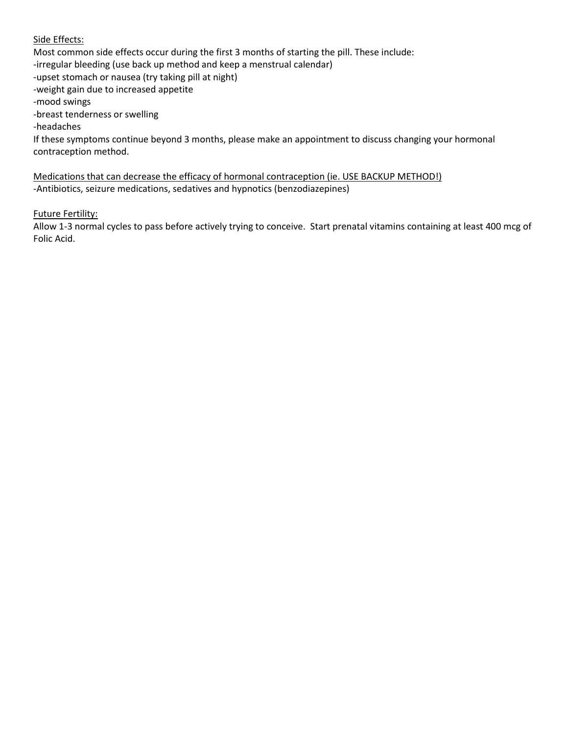Side Effects:

Most common side effects occur during the first 3 months of starting the pill. These include:

-irregular bleeding (use back up method and keep a menstrual calendar)

-upset stomach or nausea (try taking pill at night)

-weight gain due to increased appetite

-mood swings

-breast tenderness or swelling

-headaches

If these symptoms continue beyond 3 months, please make an appointment to discuss changing your hormonal contraception method.

Medications that can decrease the efficacy of hormonal contraception (ie. USE BACKUP METHOD!)

-Antibiotics, seizure medications, sedatives and hypnotics (benzodiazepines)

Future Fertility:

Allow 1-3 normal cycles to pass before actively trying to conceive. Start prenatal vitamins containing at least 400 mcg of Folic Acid.